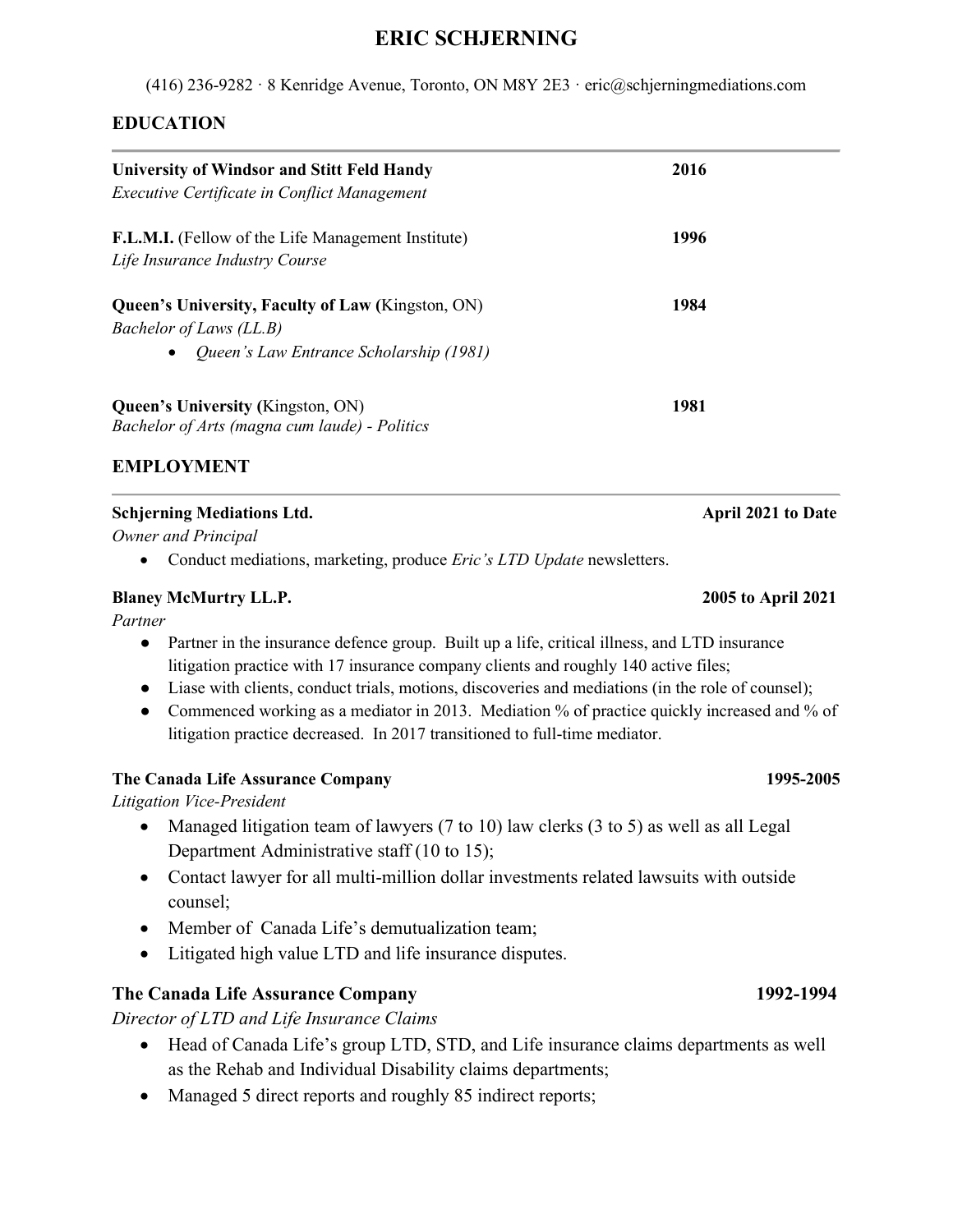# ERIC SCHJERNING

(416) 236-9282 · 8 Kenridge Avenue, Toronto, ON M8Y 2E3 · eric@schjerningmediations.com

## EDUCATION

**University of Windsor and Stitt Feld Handy** — **2016**
*Executive Certificate in Conflict Management*

**F.L.M.I.** (Fellow of the Life Management Institute) — **1996**
*Life Insurance Industry Course*

**Queen's University, Faculty of Law (**Kingston, ON) — **1984**
*Bachelor of Laws (LL.B)*

- *Queen's Law Entrance Scholarship (1981)*

**Queen's University (**Kingston, ON) — **1981**
*Bachelor of Arts (magna cum laude) - Politics*

## EMPLOYMENT

**Schjerning Mediations Ltd.** — **April 2021 to Date**
*Owner and Principal*

- Conduct mediations, marketing, produce *Eric's LTD Update* newsletters.

**Blaney McMurtry LL.P.** — **2005 to April 2021**
*Partner*

- Partner in the insurance defence group. Built up a life, critical illness, and LTD insurance litigation practice with 17 insurance company clients and roughly 140 active files;
- Liase with clients, conduct trials, motions, discoveries and mediations (in the role of counsel);
- Commenced working as a mediator in 2013. Mediation % of practice quickly increased and % of litigation practice decreased. In 2017 transitioned to full-time mediator.

**The Canada Life Assurance Company** — **1995-2005**
*Litigation Vice-President*

- Managed litigation team of lawyers (7 to 10) law clerks (3 to 5) as well as all Legal Department Administrative staff (10 to 15);
- Contact lawyer for all multi-million dollar investments related lawsuits with outside counsel;
- Member of Canada Life's demutualization team;
- Litigated high value LTD and life insurance disputes.

**The Canada Life Assurance Company** — **1992-1994**
*Director of LTD and Life Insurance Claims*

- Head of Canada Life's group LTD, STD, and Life insurance claims departments as well as the Rehab and Individual Disability claims departments;
- Managed 5 direct reports and roughly 85 indirect reports;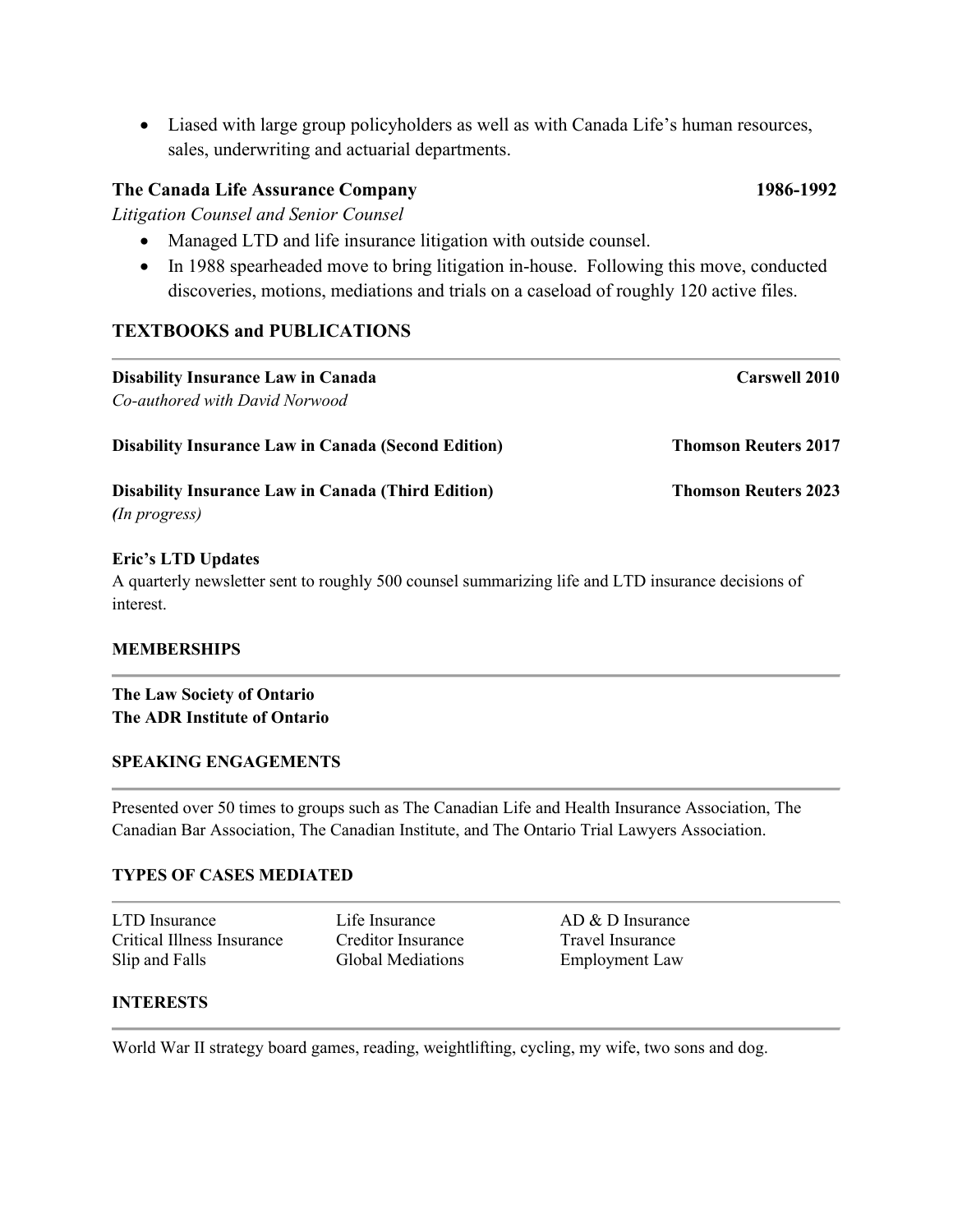- Liased with large group policyholders as well as with Canada Life's human resources, sales, underwriting and actuarial departments.

**The Canada Life Assurance Company** **1986-1992**

*Litigation Counsel and Senior Counsel*

- Managed LTD and life insurance litigation with outside counsel.
- In 1988 spearheaded move to bring litigation in-house. Following this move, conducted discoveries, motions, mediations and trials on a caseload of roughly 120 active files.

## TEXTBOOKS and PUBLICATIONS

**Disability Insurance Law in Canada** **Carswell 2010**
*Co-authored with David Norwood*

**Disability Insurance Law in Canada (Second Edition)** **Thomson Reuters 2017**

**Disability Insurance Law in Canada (Third Edition)** **Thomson Reuters 2023**
***(**In progress)*

**Eric's LTD Updates**
A quarterly newsletter sent to roughly 500 counsel summarizing life and LTD insurance decisions of interest.

### MEMBERSHIPS

**The Law Society of Ontario**
**The ADR Institute of Ontario**

### SPEAKING ENGAGEMENTS

Presented over 50 times to groups such as The Canadian Life and Health Insurance Association, The Canadian Bar Association, The Canadian Institute, and The Ontario Trial Lawyers Association.

### TYPES OF CASES MEDIATED

| | | |
|---|---|---|
| LTD Insurance | Life Insurance | AD & D Insurance |
| Critical Illness Insurance | Creditor Insurance | Travel Insurance |
| Slip and Falls | Global Mediations | Employment Law |

### INTERESTS

World War II strategy board games, reading, weightlifting, cycling, my wife, two sons and dog.